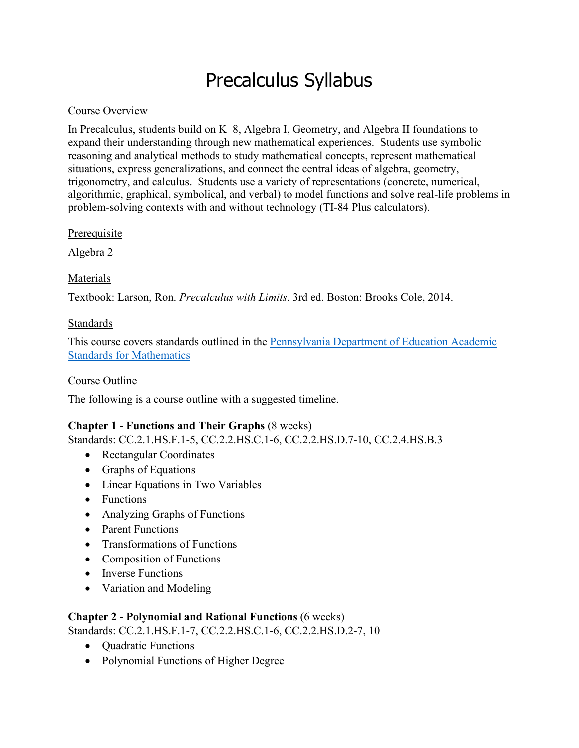# Precalculus Syllabus

## Course Overview

In Precalculus, students build on K–8, Algebra I, Geometry, and Algebra II foundations to expand their understanding through new mathematical experiences. Students use symbolic reasoning and analytical methods to study mathematical concepts, represent mathematical situations, express generalizations, and connect the central ideas of algebra, geometry, trigonometry, and calculus. Students use a variety of representations (concrete, numerical, algorithmic, graphical, symbolical, and verbal) to model functions and solve real-life problems in problem-solving contexts with and without technology (TI-84 Plus calculators).

## Prerequisite

Algebra 2

## Materials

Textbook: Larson, Ron. *Precalculus with Limits*. 3rd ed. Boston: Brooks Cole, 2014.

## Standards

This course covers standards outlined in the Pennsylvania Department of Education Academic Standards for Mathematics

## Course Outline

The following is a course outline with a suggested timeline.

**Chapter 1 - Functions and Their Graphs** (8 weeks)
Standards: CC.2.1.HS.F.1-5, CC.2.2.HS.C.1-6, CC.2.2.HS.D.7-10, CC.2.4.HS.B.3

- Rectangular Coordinates
- Graphs of Equations
- Linear Equations in Two Variables
- Functions
- Analyzing Graphs of Functions
- Parent Functions
- Transformations of Functions
- Composition of Functions
- Inverse Functions
- Variation and Modeling

**Chapter 2 - Polynomial and Rational Functions** (6 weeks)
Standards: CC.2.1.HS.F.1-7, CC.2.2.HS.C.1-6, CC.2.2.HS.D.2-7, 10

- Quadratic Functions
- Polynomial Functions of Higher Degree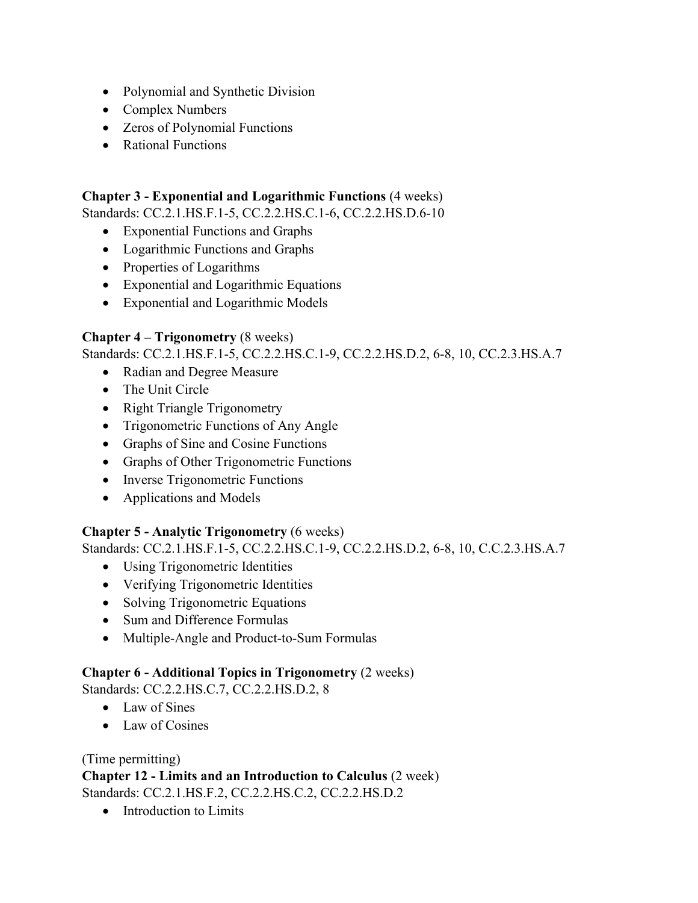- Polynomial and Synthetic Division
- Complex Numbers
- Zeros of Polynomial Functions
- Rational Functions

**Chapter 3 - Exponential and Logarithmic Functions** (4 weeks)
Standards: CC.2.1.HS.F.1-5, CC.2.2.HS.C.1-6, CC.2.2.HS.D.6-10

- Exponential Functions and Graphs
- Logarithmic Functions and Graphs
- Properties of Logarithms
- Exponential and Logarithmic Equations
- Exponential and Logarithmic Models

**Chapter 4 – Trigonometry** (8 weeks)
Standards: CC.2.1.HS.F.1-5, CC.2.2.HS.C.1-9, CC.2.2.HS.D.2, 6-8, 10, CC.2.3.HS.A.7

- Radian and Degree Measure
- The Unit Circle
- Right Triangle Trigonometry
- Trigonometric Functions of Any Angle
- Graphs of Sine and Cosine Functions
- Graphs of Other Trigonometric Functions
- Inverse Trigonometric Functions
- Applications and Models

**Chapter 5 - Analytic Trigonometry** (6 weeks)
Standards: CC.2.1.HS.F.1-5, CC.2.2.HS.C.1-9, CC.2.2.HS.D.2, 6-8, 10, C.C.2.3.HS.A.7

- Using Trigonometric Identities
- Verifying Trigonometric Identities
- Solving Trigonometric Equations
- Sum and Difference Formulas
- Multiple-Angle and Product-to-Sum Formulas

**Chapter 6 - Additional Topics in Trigonometry** (2 weeks)
Standards: CC.2.2.HS.C.7, CC.2.2.HS.D.2, 8

- Law of Sines
- Law of Cosines

(Time permitting)
**Chapter 12 - Limits and an Introduction to Calculus** (2 week)
Standards: CC.2.1.HS.F.2, CC.2.2.HS.C.2, CC.2.2.HS.D.2

- Introduction to Limits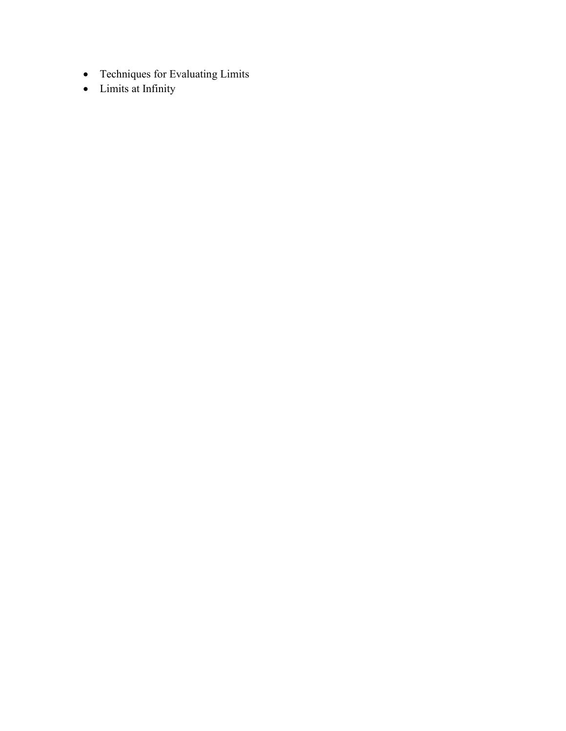- Techniques for Evaluating Limits
- Limits at Infinity